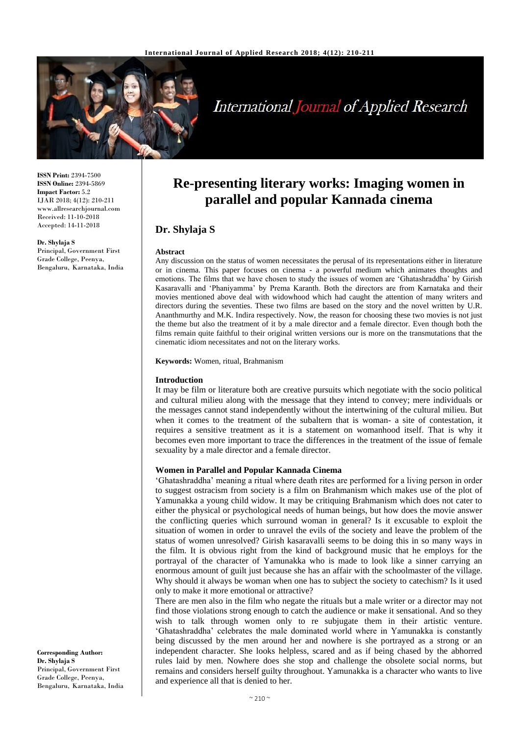**ISSN Print:** 2394-7500
**ISSN Online:** 2394-5869
**Impact Factor:** 5.2
IJAR 2018; 4(12): 210-211
www.allresearchjournal.com
Received: 11-10-2018
Accepted: 14-11-2018

**Dr. Shylaja S**
Principal, Government First Grade College, Peenya, Bengaluru, Karnataka, India

**Corresponding Author:**
**Dr. Shylaja S**
Principal, Government First Grade College, Peenya, Bengaluru, Karnataka, India

# Re-presenting literary works: Imaging women in parallel and popular Kannada cinema

## Dr. Shylaja S

**Abstract**

Any discussion on the status of women necessitates the perusal of its representations either in literature or in cinema. This paper focuses on cinema - a powerful medium which animates thoughts and emotions. The films that we have chosen to study the issues of women are 'Ghatashraddha' by Girish Kasaravalli and 'Phaniyamma' by Prema Karanth. Both the directors are from Karnataka and their movies mentioned above deal with widowhood which had caught the attention of many writers and directors during the seventies. These two films are based on the story and the novel written by U.R. Ananthmurthy and M.K. Indira respectively. Now, the reason for choosing these two movies is not just the theme but also the treatment of it by a male director and a female director. Even though both the films remain quite faithful to their original written versions our is more on the transmutations that the cinematic idiom necessitates and not on the literary works.

**Keywords:** Women, ritual, Brahmanism

### Introduction

It may be film or literature both are creative pursuits which negotiate with the socio political and cultural milieu along with the message that they intend to convey; mere individuals or the messages cannot stand independently without the intertwining of the cultural milieu. But when it comes to the treatment of the subaltern that is woman- a site of contestation, it requires a sensitive treatment as it is a statement on womanhood itself. That is why it becomes even more important to trace the differences in the treatment of the issue of female sexuality by a male director and a female director.

### Women in Parallel and Popular Kannada Cinema

'Ghatashraddha' meaning a ritual where death rites are performed for a living person in order to suggest ostracism from society is a film on Brahmanism which makes use of the plot of Yamunakka a young child widow. It may be critiquing Brahmanism which does not cater to either the physical or psychological needs of human beings, but how does the movie answer the conflicting queries which surround woman in general? Is it excusable to exploit the situation of women in order to unravel the evils of the society and leave the problem of the status of women unresolved? Girish kasaravalli seems to be doing this in so many ways in the film. It is obvious right from the kind of background music that he employs for the portrayal of the character of Yamunakka who is made to look like a sinner carrying an enormous amount of guilt just because she has an affair with the schoolmaster of the village. Why should it always be woman when one has to subject the society to catechism? Is it used only to make it more emotional or attractive?

There are men also in the film who negate the rituals but a male writer or a director may not find those violations strong enough to catch the audience or make it sensational. And so they wish to talk through women only to re subjugate them in their artistic venture. 'Ghatashraddha' celebrates the male dominated world where in Yamunakka is constantly being discussed by the men around her and nowhere is she portrayed as a strong or an independent character. She looks helpless, scared and as if being chased by the abhorred rules laid by men. Nowhere does she stop and challenge the obsolete social norms, but remains and considers herself guilty throughout. Yamunakka is a character who wants to live and experience all that is denied to her.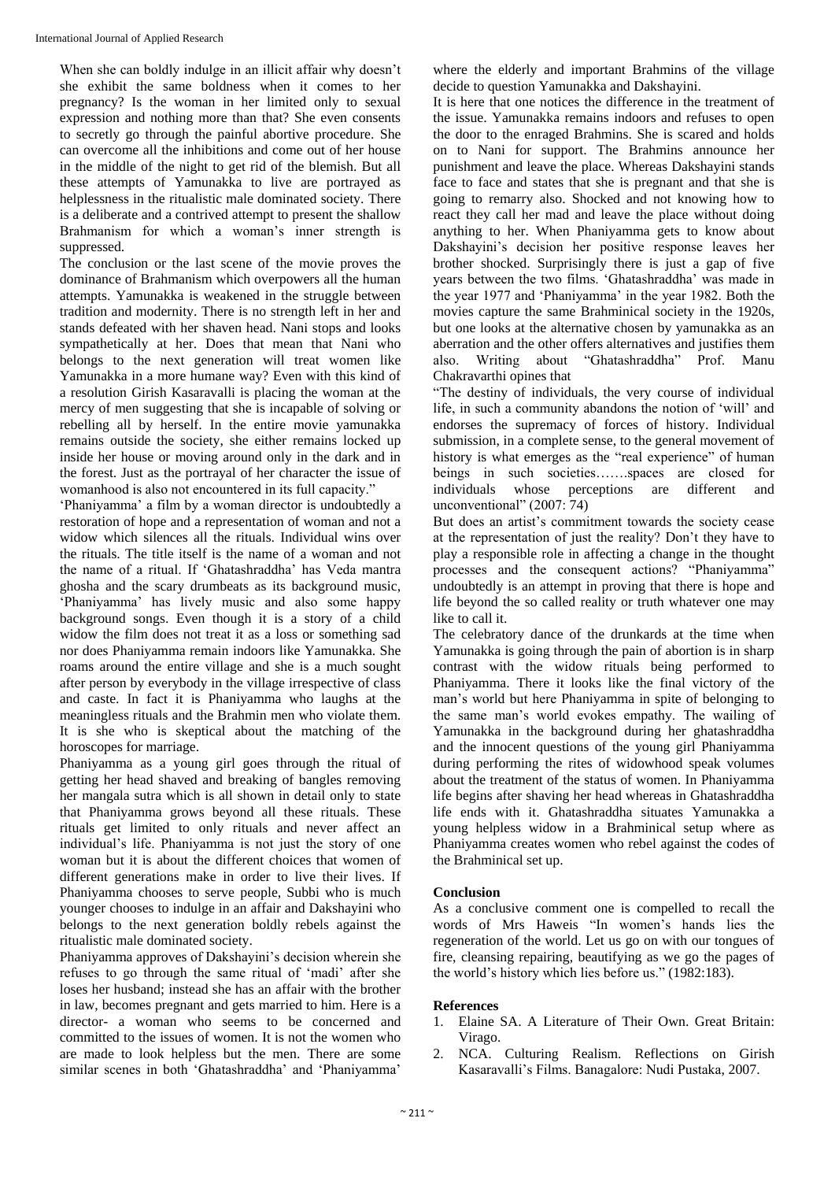When she can boldly indulge in an illicit affair why doesn't she exhibit the same boldness when it comes to her pregnancy? Is the woman in her limited only to sexual expression and nothing more than that? She even consents to secretly go through the painful abortive procedure. She can overcome all the inhibitions and come out of her house in the middle of the night to get rid of the blemish. But all these attempts of Yamunakka to live are portrayed as helplessness in the ritualistic male dominated society. There is a deliberate and a contrived attempt to present the shallow Brahmanism for which a woman's inner strength is suppressed.

The conclusion or the last scene of the movie proves the dominance of Brahmanism which overpowers all the human attempts. Yamunakka is weakened in the struggle between tradition and modernity. There is no strength left in her and stands defeated with her shaven head. Nani stops and looks sympathetically at her. Does that mean that Nani who belongs to the next generation will treat women like Yamunakka in a more humane way? Even with this kind of a resolution Girish Kasaravalli is placing the woman at the mercy of men suggesting that she is incapable of solving or rebelling all by herself. In the entire movie yamunakka remains outside the society, she either remains locked up inside her house or moving around only in the dark and in the forest. Just as the portrayal of her character the issue of womanhood is also not encountered in its full capacity."

'Phaniyamma' a film by a woman director is undoubtedly a restoration of hope and a representation of woman and not a widow which silences all the rituals. Individual wins over the rituals. The title itself is the name of a woman and not the name of a ritual. If 'Ghatashraddha' has Veda mantra ghosha and the scary drumbeats as its background music, 'Phaniyamma' has lively music and also some happy background songs. Even though it is a story of a child widow the film does not treat it as a loss or something sad nor does Phaniyamma remain indoors like Yamunakka. She roams around the entire village and she is a much sought after person by everybody in the village irrespective of class and caste. In fact it is Phaniyamma who laughs at the meaningless rituals and the Brahmin men who violate them. It is she who is skeptical about the matching of the horoscopes for marriage.

Phaniyamma as a young girl goes through the ritual of getting her head shaved and breaking of bangles removing her mangala sutra which is all shown in detail only to state that Phaniyamma grows beyond all these rituals. These rituals get limited to only rituals and never affect an individual's life. Phaniyamma is not just the story of one woman but it is about the different choices that women of different generations make in order to live their lives. If Phaniyamma chooses to serve people, Subbi who is much younger chooses to indulge in an affair and Dakshayini who belongs to the next generation boldly rebels against the ritualistic male dominated society.

Phaniyamma approves of Dakshayini's decision wherein she refuses to go through the same ritual of 'madi' after she loses her husband; instead she has an affair with the brother in law, becomes pregnant and gets married to him. Here is a director- a woman who seems to be concerned and committed to the issues of women. It is not the women who are made to look helpless but the men. There are some similar scenes in both 'Ghatashraddha' and 'Phaniyamma' where the elderly and important Brahmins of the village decide to question Yamunakka and Dakshayini.

It is here that one notices the difference in the treatment of the issue. Yamunakka remains indoors and refuses to open the door to the enraged Brahmins. She is scared and holds on to Nani for support. The Brahmins announce her punishment and leave the place. Whereas Dakshayini stands face to face and states that she is pregnant and that she is going to remarry also. Shocked and not knowing how to react they call her mad and leave the place without doing anything to her. When Phaniyamma gets to know about Dakshayini's decision her positive response leaves her brother shocked. Surprisingly there is just a gap of five years between the two films. 'Ghatashraddha' was made in the year 1977 and 'Phaniyamma' in the year 1982. Both the movies capture the same Brahminical society in the 1920s, but one looks at the alternative chosen by yamunakka as an aberration and the other offers alternatives and justifies them also. Writing about "Ghatashraddha" Prof. Manu Chakravarthi opines that

"The destiny of individuals, the very course of individual life, in such a community abandons the notion of 'will' and endorses the supremacy of forces of history. Individual submission, in a complete sense, to the general movement of history is what emerges as the "real experience" of human beings in such societies…….spaces are closed for individuals whose perceptions are different and unconventional" (2007: 74)

But does an artist's commitment towards the society cease at the representation of just the reality? Don't they have to play a responsible role in affecting a change in the thought processes and the consequent actions? "Phaniyamma" undoubtedly is an attempt in proving that there is hope and life beyond the so called reality or truth whatever one may like to call it.

The celebratory dance of the drunkards at the time when Yamunakka is going through the pain of abortion is in sharp contrast with the widow rituals being performed to Phaniyamma. There it looks like the final victory of the man's world but here Phaniyamma in spite of belonging to the same man's world evokes empathy. The wailing of Yamunakka in the background during her ghatashraddha and the innocent questions of the young girl Phaniyamma during performing the rites of widowhood speak volumes about the treatment of the status of women. In Phaniyamma life begins after shaving her head whereas in Ghatashraddha life ends with it. Ghatashraddha situates Yamunakka a young helpless widow in a Brahminical setup where as Phaniyamma creates women who rebel against the codes of the Brahminical set up.

## Conclusion

As a conclusive comment one is compelled to recall the words of Mrs Haweis "In women's hands lies the regeneration of the world. Let us go on with our tongues of fire, cleansing repairing, beautifying as we go the pages of the world's history which lies before us." (1982:183).

## References

1. Elaine SA. A Literature of Their Own. Great Britain: Virago.
2. NCA. Culturing Realism. Reflections on Girish Kasaravalli's Films. Banagalore: Nudi Pustaka, 2007.